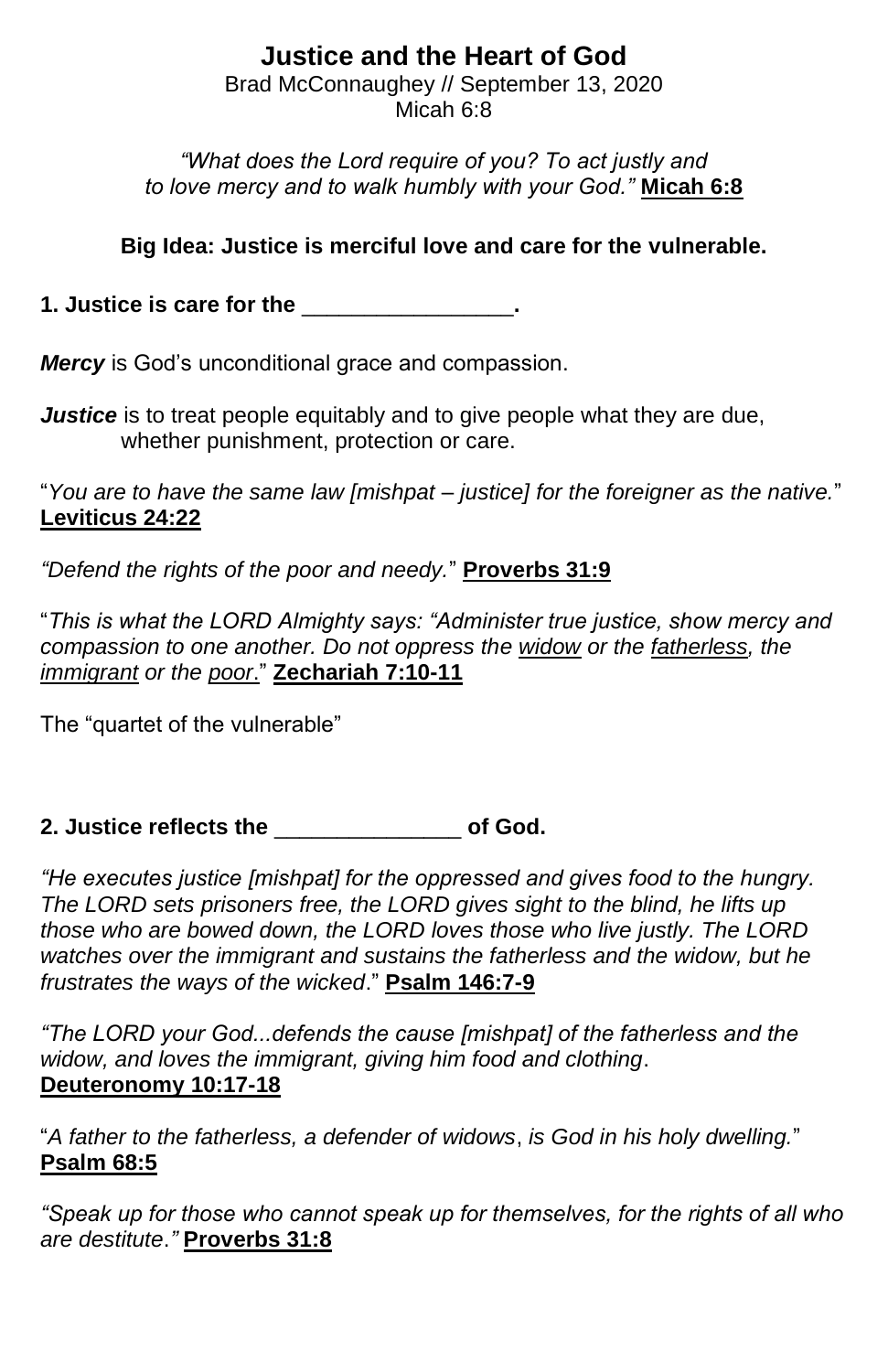# Justice and the Heart of God

Brad McConnaughey // September 13, 2020
Micah 6:8

*"What does the Lord require of you? To act justly and to love mercy and to walk humbly with your God."* **Micah 6:8**

**Big Idea: Justice is merciful love and care for the vulnerable.**

**1. Justice is care for the _________________.**

***Mercy*** is God's unconditional grace and compassion.

***Justice*** is to treat people equitably and to give people what they are due, whether punishment, protection or care.

"*You are to have the same law [mishpat – justice] for the foreigner as the native.*" **Leviticus 24:22**

*"Defend the rights of the poor and needy."* **Proverbs 31:9**

"*This is what the LORD Almighty says: "Administer true justice, show mercy and compassion to one another. Do not oppress the widow or the fatherless, the immigrant or the poor.*" **Zechariah 7:10-11**

The "quartet of the vulnerable"

**2. Justice reflects the _______________ of God.**

*"He executes justice [mishpat] for the oppressed and gives food to the hungry. The LORD sets prisoners free, the LORD gives sight to the blind, he lifts up those who are bowed down, the LORD loves those who live justly. The LORD watches over the immigrant and sustains the fatherless and the widow, but he frustrates the ways of the wicked.*" **Psalm 146:7-9**

*"The LORD your God...defends the cause [mishpat] of the fatherless and the widow, and loves the immigrant, giving him food and clothing*. **Deuteronomy 10:17-18**

"*A father to the fatherless, a defender of widows*, *is God in his holy dwelling.*" **Psalm 68:5**

*"Speak up for those who cannot speak up for themselves, for the rights of all who are destitute."* **Proverbs 31:8**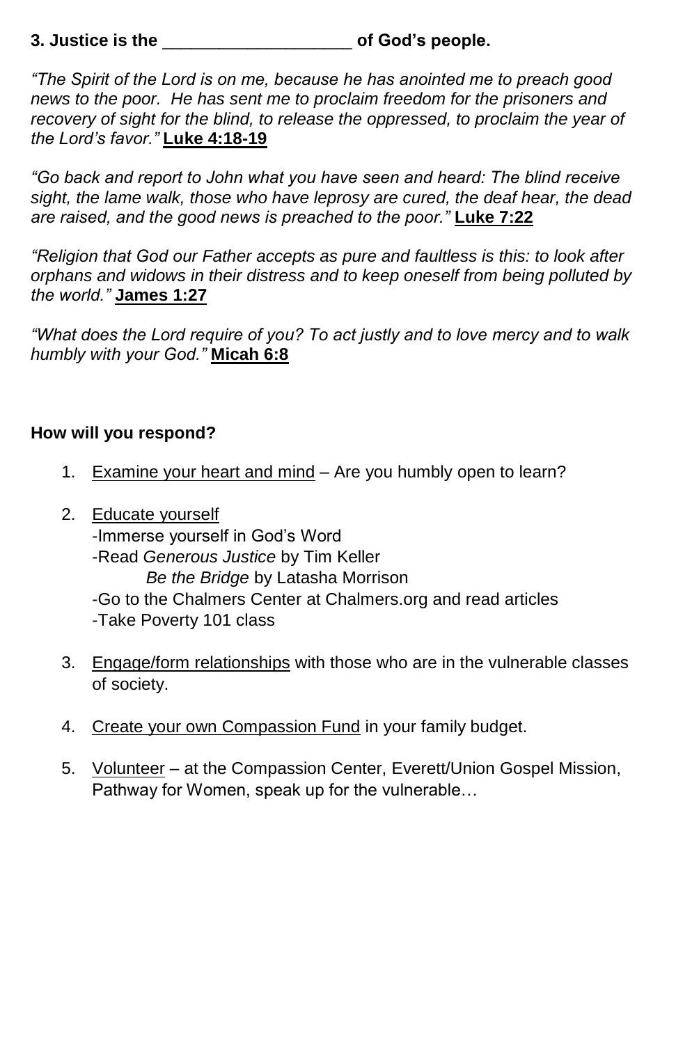**3. Justice is the \_\_\_\_\_\_\_\_\_\_\_\_\_\_\_\_\_\_\_\_ of God's people.**

*"The Spirit of the Lord is on me, because he has anointed me to preach good news to the poor. He has sent me to proclaim freedom for the prisoners and recovery of sight for the blind, to release the oppressed, to proclaim the year of the Lord's favor."* **<u>Luke 4:18-19</u>**

*"Go back and report to John what you have seen and heard: The blind receive sight, the lame walk, those who have leprosy are cured, the deaf hear, the dead are raised, and the good news is preached to the poor."* **<u>Luke 7:22</u>**

*"Religion that God our Father accepts as pure and faultless is this: to look after orphans and widows in their distress and to keep oneself from being polluted by the world."* **<u>James 1:27</u>**

*"What does the Lord require of you? To act justly and to love mercy and to walk humbly with your God."* **<u>Micah 6:8</u>**

**How will you respond?**

1. <u>Examine your heart and mind</u> – Are you humbly open to learn?

2. <u>Educate yourself</u>
   - -Immerse yourself in God's Word
   - -Read *Generous Justice* by Tim Keller
     *Be the Bridge* by Latasha Morrison
   - -Go to the Chalmers Center at Chalmers.org and read articles
   - -Take Poverty 101 class

3. <u>Engage/form relationships</u> with those who are in the vulnerable classes of society.

4. <u>Create your own Compassion Fund</u> in your family budget.

5. <u>Volunteer</u> – at the Compassion Center, Everett/Union Gospel Mission, Pathway for Women, speak up for the vulnerable…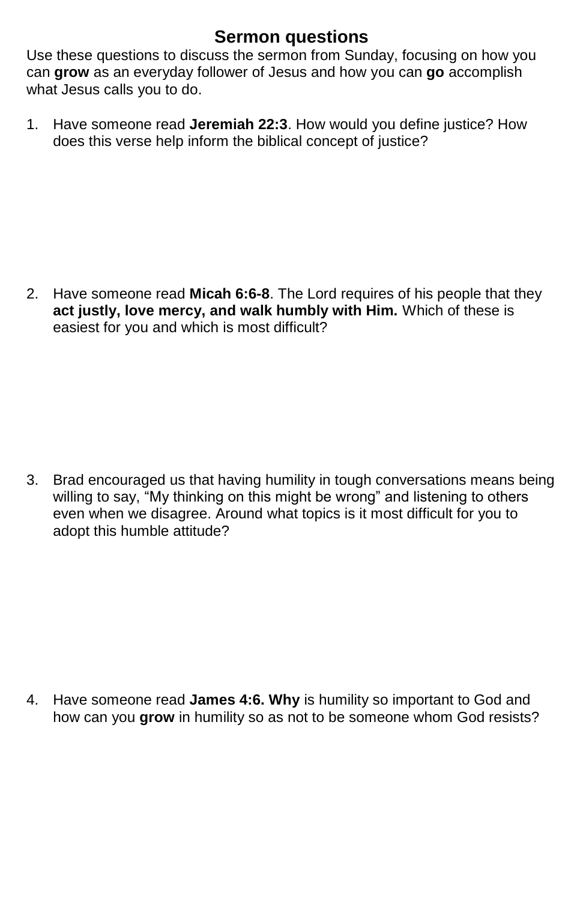# Sermon questions

Use these questions to discuss the sermon from Sunday, focusing on how you can **grow** as an everyday follower of Jesus and how you can **go** accomplish what Jesus calls you to do.

1. Have someone read **Jeremiah 22:3**. How would you define justice? How does this verse help inform the biblical concept of justice?

2. Have someone read **Micah 6:6-8**. The Lord requires of his people that they **act justly, love mercy, and walk humbly with Him.** Which of these is easiest for you and which is most difficult?

3. Brad encouraged us that having humility in tough conversations means being willing to say, "My thinking on this might be wrong" and listening to others even when we disagree. Around what topics is it most difficult for you to adopt this humble attitude?

4. Have someone read **James 4:6. Why** is humility so important to God and how can you **grow** in humility so as not to be someone whom God resists?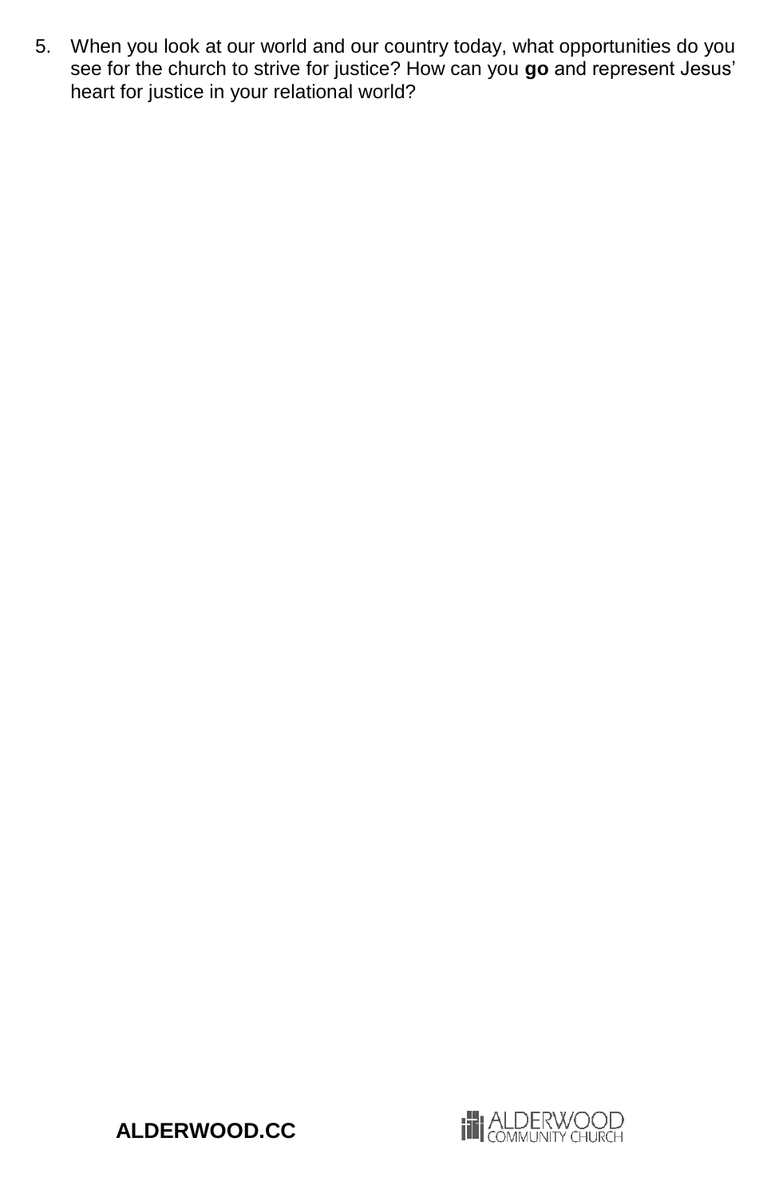5. When you look at our world and our country today, what opportunities do you see for the church to strive for justice? How can you **go** and represent Jesus' heart for justice in your relational world?

**ALDERWOOD.CC**

ALDERWOOD COMMUNITY CHURCH